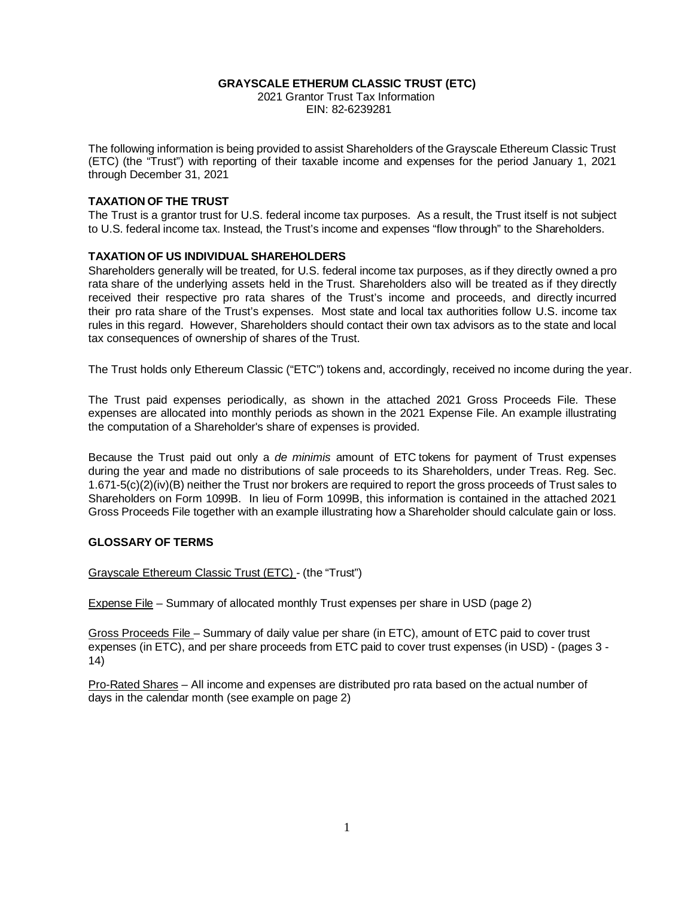**GRAYSCALE ETHERUM CLASSIC TRUST (ETC)**
2021 Grantor Trust Tax Information
EIN: 82-6239281

The following information is being provided to assist Shareholders of the Grayscale Ethereum Classic Trust (ETC) (the "Trust") with reporting of their taxable income and expenses for the period January 1, 2021 through December 31, 2021

## TAXATION OF THE TRUST

The Trust is a grantor trust for U.S. federal income tax purposes. As a result, the Trust itself is not subject to U.S. federal income tax. Instead, the Trust's income and expenses "flow through" to the Shareholders.

## TAXATION OF US INDIVIDUAL SHAREHOLDERS

Shareholders generally will be treated, for U.S. federal income tax purposes, as if they directly owned a pro rata share of the underlying assets held in the Trust. Shareholders also will be treated as if they directly received their respective pro rata shares of the Trust's income and proceeds, and directly incurred their pro rata share of the Trust's expenses. Most state and local tax authorities follow U.S. income tax rules in this regard. However, Shareholders should contact their own tax advisors as to the state and local tax consequences of ownership of shares of the Trust.

The Trust holds only Ethereum Classic ("ETC") tokens and, accordingly, received no income during the year.

The Trust paid expenses periodically, as shown in the attached 2021 Gross Proceeds File. These expenses are allocated into monthly periods as shown in the 2021 Expense File. An example illustrating the computation of a Shareholder's share of expenses is provided.

Because the Trust paid out only a *de minimis* amount of ETC tokens for payment of Trust expenses during the year and made no distributions of sale proceeds to its Shareholders, under Treas. Reg. Sec. 1.671-5(c)(2)(iv)(B) neither the Trust nor brokers are required to report the gross proceeds of Trust sales to Shareholders on Form 1099B. In lieu of Form 1099B, this information is contained in the attached 2021 Gross Proceeds File together with an example illustrating how a Shareholder should calculate gain or loss.

## GLOSSARY OF TERMS

Grayscale Ethereum Classic Trust (ETC) - (the "Trust")

Expense File – Summary of allocated monthly Trust expenses per share in USD (page 2)

Gross Proceeds File – Summary of daily value per share (in ETC), amount of ETC paid to cover trust expenses (in ETC), and per share proceeds from ETC paid to cover trust expenses (in USD) - (pages 3 - 14)

Pro-Rated Shares – All income and expenses are distributed pro rata based on the actual number of days in the calendar month (see example on page 2)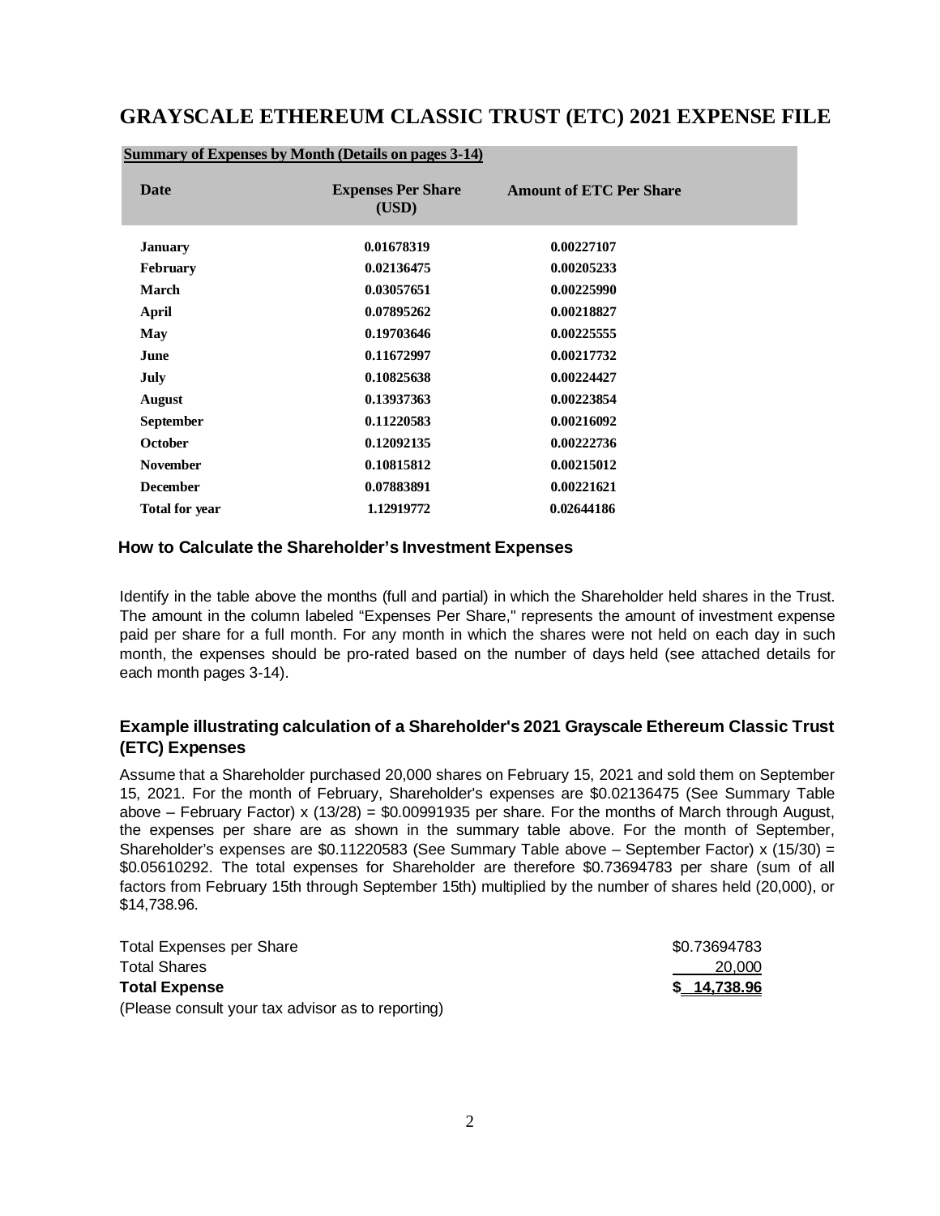# GRAYSCALE ETHEREUM CLASSIC TRUST (ETC) 2021 EXPENSE FILE

**Summary of Expenses by Month (Details on pages 3-14)**

| Date | Expenses Per Share (USD) | Amount of ETC Per Share |
|---|---|---|
| **January** | **0.01678319** | **0.00227107** |
| **February** | **0.02136475** | **0.00205233** |
| **March** | **0.03057651** | **0.00225990** |
| **April** | **0.07895262** | **0.00218827** |
| **May** | **0.19703646** | **0.00225555** |
| **June** | **0.11672997** | **0.00217732** |
| **July** | **0.10825638** | **0.00224427** |
| **August** | **0.13937363** | **0.00223854** |
| **September** | **0.11220583** | **0.00216092** |
| **October** | **0.12092135** | **0.00222736** |
| **November** | **0.10815812** | **0.00215012** |
| **December** | **0.07883891** | **0.00221621** |
| **Total for year** | **1.12919772** | **0.02644186** |

## How to Calculate the Shareholder's Investment Expenses

Identify in the table above the months (full and partial) in which the Shareholder held shares in the Trust. The amount in the column labeled "Expenses Per Share," represents the amount of investment expense paid per share for a full month. For any month in which the shares were not held on each day in such month, the expenses should be pro-rated based on the number of days held (see attached details for each month pages 3-14).

## Example illustrating calculation of a Shareholder's 2021 Grayscale Ethereum Classic Trust (ETC) Expenses

Assume that a Shareholder purchased 20,000 shares on February 15, 2021 and sold them on September 15, 2021. For the month of February, Shareholder's expenses are $0.02136475 (See Summary Table above – February Factor) x (13/28) = $0.00991935 per share. For the months of March through August, the expenses per share are as shown in the summary table above. For the month of September, Shareholder's expenses are $0.11220583 (See Summary Table above – September Factor) x (15/30) = $0.05610292. The total expenses for Shareholder are therefore $0.73694783 per share (sum of all factors from February 15th through September 15th) multiplied by the number of shares held (20,000), or $14,738.96.

| | |
|---|---|
| Total Expenses per Share | $0.73694783 |
| Total Shares | 20,000 |
| **Total Expense** | **$ 14,738.96** |

(Please consult your tax advisor as to reporting)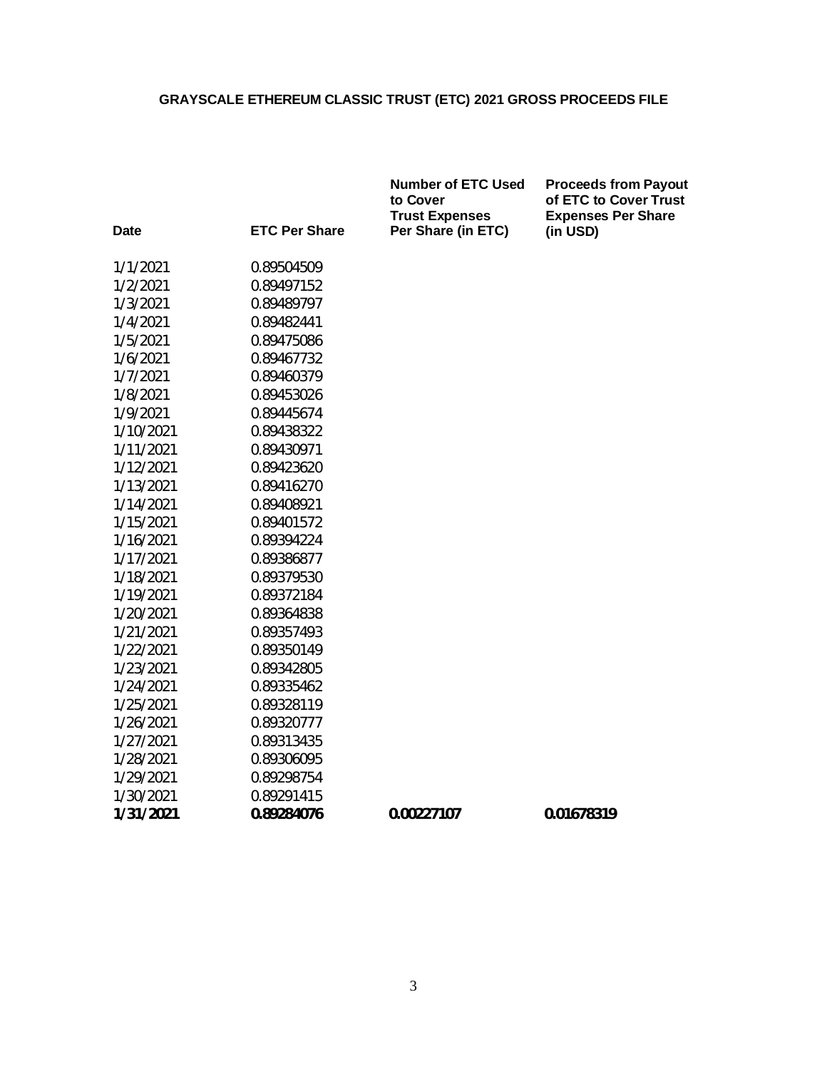**GRAYSCALE ETHEREUM CLASSIC TRUST (ETC) 2021 GROSS PROCEEDS FILE**

| Date | ETC Per Share | Number of ETC Used to Cover Trust Expenses Per Share (in ETC) | Proceeds from Payout of ETC to Cover Trust Expenses Per Share (in USD) |
|---|---|---|---|
| 1/1/2021 | 0.89504509 | | |
| 1/2/2021 | 0.89497152 | | |
| 1/3/2021 | 0.89489797 | | |
| 1/4/2021 | 0.89482441 | | |
| 1/5/2021 | 0.89475086 | | |
| 1/6/2021 | 0.89467732 | | |
| 1/7/2021 | 0.89460379 | | |
| 1/8/2021 | 0.89453026 | | |
| 1/9/2021 | 0.89445674 | | |
| 1/10/2021 | 0.89438322 | | |
| 1/11/2021 | 0.89430971 | | |
| 1/12/2021 | 0.89423620 | | |
| 1/13/2021 | 0.89416270 | | |
| 1/14/2021 | 0.89408921 | | |
| 1/15/2021 | 0.89401572 | | |
| 1/16/2021 | 0.89394224 | | |
| 1/17/2021 | 0.89386877 | | |
| 1/18/2021 | 0.89379530 | | |
| 1/19/2021 | 0.89372184 | | |
| 1/20/2021 | 0.89364838 | | |
| 1/21/2021 | 0.89357493 | | |
| 1/22/2021 | 0.89350149 | | |
| 1/23/2021 | 0.89342805 | | |
| 1/24/2021 | 0.89335462 | | |
| 1/25/2021 | 0.89328119 | | |
| 1/26/2021 | 0.89320777 | | |
| 1/27/2021 | 0.89313435 | | |
| 1/28/2021 | 0.89306095 | | |
| 1/29/2021 | 0.89298754 | | |
| 1/30/2021 | 0.89291415 | | |
| **1/31/2021** | **0.89284076** | **0.00227107** | **0.01678319** |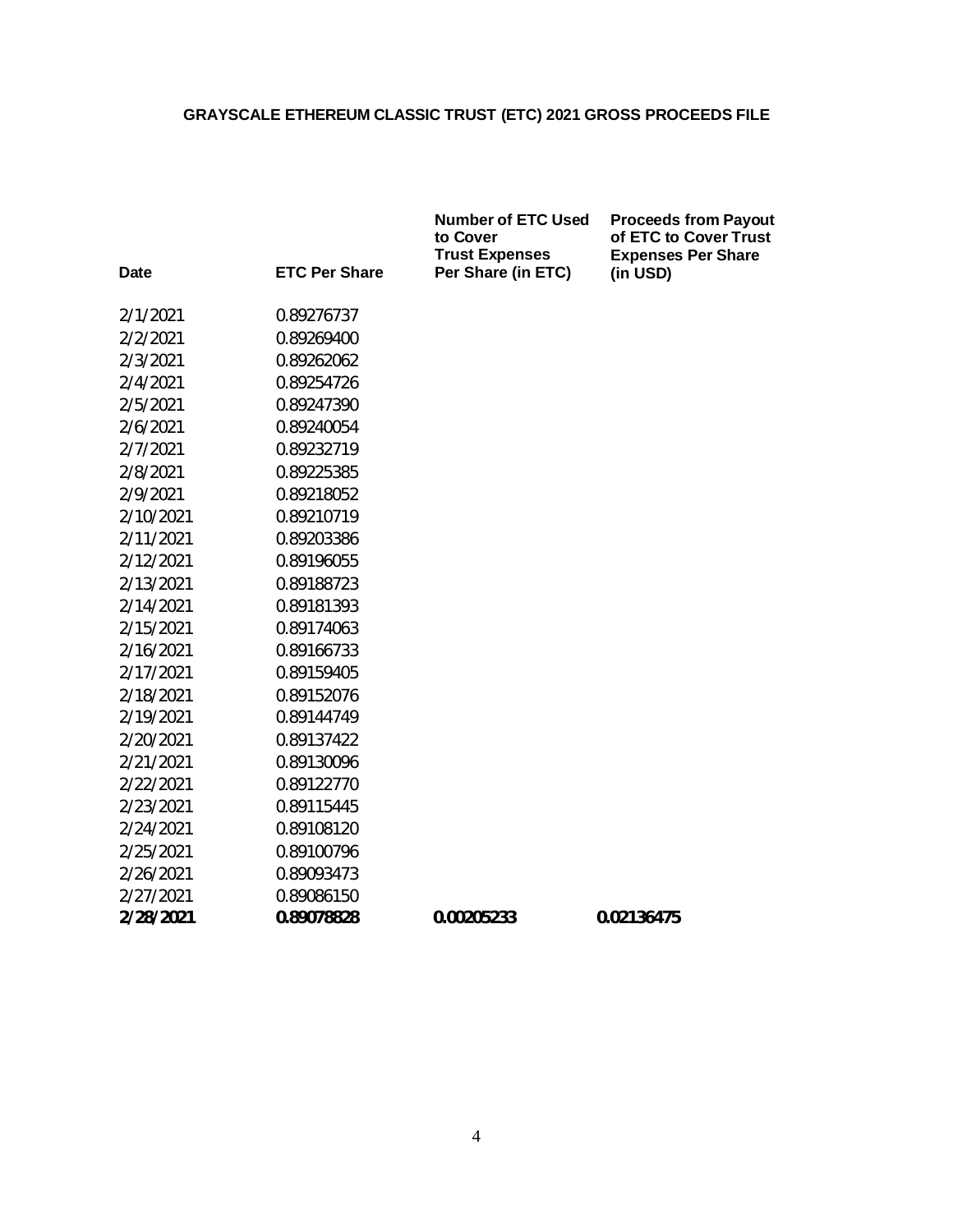**GRAYSCALE ETHEREUM CLASSIC TRUST (ETC) 2021 GROSS PROCEEDS FILE**

| Date | ETC Per Share | Number of ETC Used to Cover Trust Expenses Per Share (in ETC) | Proceeds from Payout of ETC to Cover Trust Expenses Per Share (in USD) |
|---|---|---|---|
| 2/1/2021 | 0.89276737 | | |
| 2/2/2021 | 0.89269400 | | |
| 2/3/2021 | 0.89262062 | | |
| 2/4/2021 | 0.89254726 | | |
| 2/5/2021 | 0.89247390 | | |
| 2/6/2021 | 0.89240054 | | |
| 2/7/2021 | 0.89232719 | | |
| 2/8/2021 | 0.89225385 | | |
| 2/9/2021 | 0.89218052 | | |
| 2/10/2021 | 0.89210719 | | |
| 2/11/2021 | 0.89203386 | | |
| 2/12/2021 | 0.89196055 | | |
| 2/13/2021 | 0.89188723 | | |
| 2/14/2021 | 0.89181393 | | |
| 2/15/2021 | 0.89174063 | | |
| 2/16/2021 | 0.89166733 | | |
| 2/17/2021 | 0.89159405 | | |
| 2/18/2021 | 0.89152076 | | |
| 2/19/2021 | 0.89144749 | | |
| 2/20/2021 | 0.89137422 | | |
| 2/21/2021 | 0.89130096 | | |
| 2/22/2021 | 0.89122770 | | |
| 2/23/2021 | 0.89115445 | | |
| 2/24/2021 | 0.89108120 | | |
| 2/25/2021 | 0.89100796 | | |
| 2/26/2021 | 0.89093473 | | |
| 2/27/2021 | 0.89086150 | | |
| **2/28/2021** | **0.89078828** | **0.00205233** | **0.02136475** |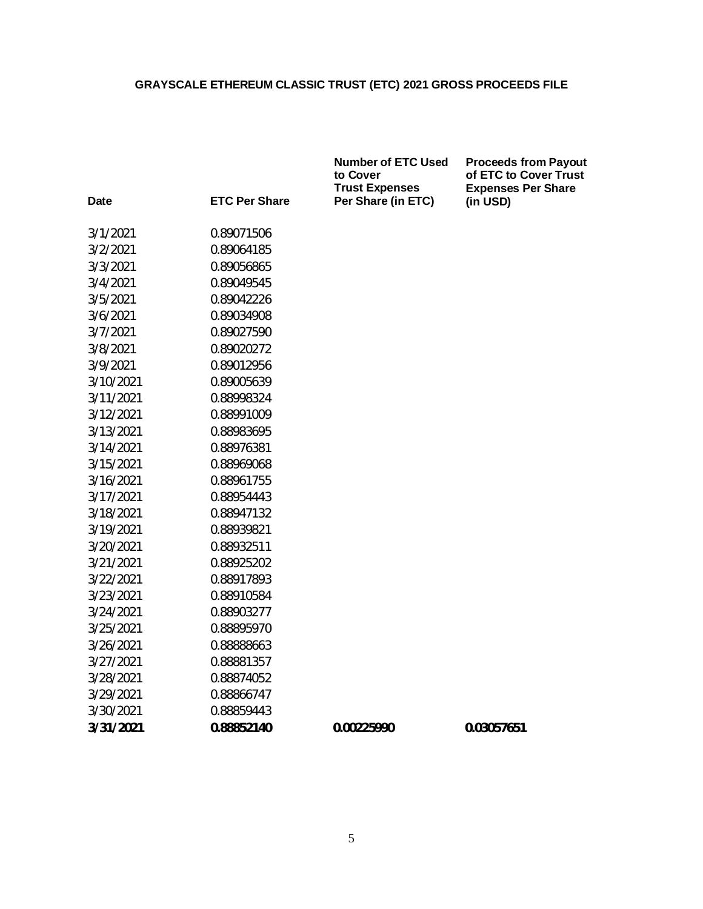**GRAYSCALE ETHEREUM CLASSIC TRUST (ETC) 2021 GROSS PROCEEDS FILE**

| Date | ETC Per Share | Number of ETC Used to Cover Trust Expenses Per Share (in ETC) | Proceeds from Payout of ETC to Cover Trust Expenses Per Share (in USD) |
|---|---|---|---|
| 3/1/2021 | 0.89071506 | | |
| 3/2/2021 | 0.89064185 | | |
| 3/3/2021 | 0.89056865 | | |
| 3/4/2021 | 0.89049545 | | |
| 3/5/2021 | 0.89042226 | | |
| 3/6/2021 | 0.89034908 | | |
| 3/7/2021 | 0.89027590 | | |
| 3/8/2021 | 0.89020272 | | |
| 3/9/2021 | 0.89012956 | | |
| 3/10/2021 | 0.89005639 | | |
| 3/11/2021 | 0.88998324 | | |
| 3/12/2021 | 0.88991009 | | |
| 3/13/2021 | 0.88983695 | | |
| 3/14/2021 | 0.88976381 | | |
| 3/15/2021 | 0.88969068 | | |
| 3/16/2021 | 0.88961755 | | |
| 3/17/2021 | 0.88954443 | | |
| 3/18/2021 | 0.88947132 | | |
| 3/19/2021 | 0.88939821 | | |
| 3/20/2021 | 0.88932511 | | |
| 3/21/2021 | 0.88925202 | | |
| 3/22/2021 | 0.88917893 | | |
| 3/23/2021 | 0.88910584 | | |
| 3/24/2021 | 0.88903277 | | |
| 3/25/2021 | 0.88895970 | | |
| 3/26/2021 | 0.88888663 | | |
| 3/27/2021 | 0.88881357 | | |
| 3/28/2021 | 0.88874052 | | |
| 3/29/2021 | 0.88866747 | | |
| 3/30/2021 | 0.88859443 | | |
| **3/31/2021** | **0.88852140** | **0.00225990** | **0.03057651** |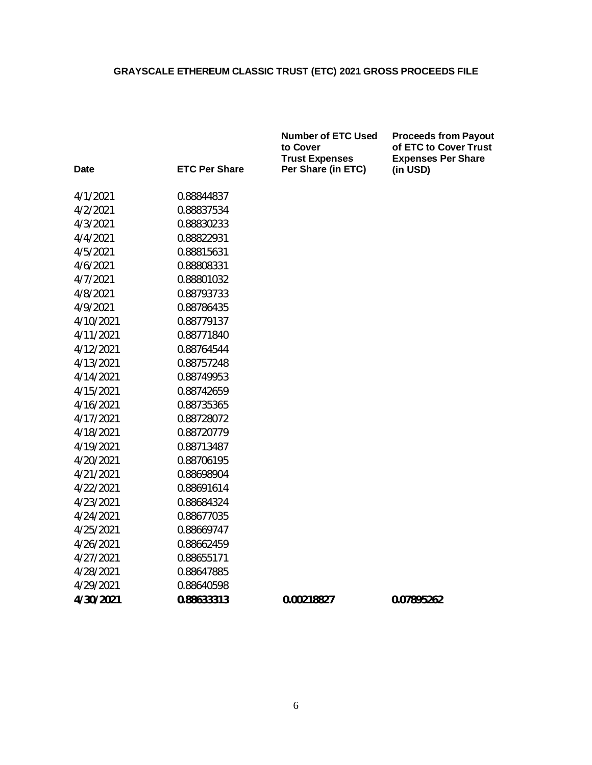# GRAYSCALE ETHEREUM CLASSIC TRUST (ETC) 2021 GROSS PROCEEDS FILE

| Date | ETC Per Share | Number of ETC Used to Cover Trust Expenses Per Share (in ETC) | Proceeds from Payout of ETC to Cover Trust Expenses Per Share (in USD) |
|---|---|---|---|
| 4/1/2021 | 0.88844837 | | |
| 4/2/2021 | 0.88837534 | | |
| 4/3/2021 | 0.88830233 | | |
| 4/4/2021 | 0.88822931 | | |
| 4/5/2021 | 0.88815631 | | |
| 4/6/2021 | 0.88808331 | | |
| 4/7/2021 | 0.88801032 | | |
| 4/8/2021 | 0.88793733 | | |
| 4/9/2021 | 0.88786435 | | |
| 4/10/2021 | 0.88779137 | | |
| 4/11/2021 | 0.88771840 | | |
| 4/12/2021 | 0.88764544 | | |
| 4/13/2021 | 0.88757248 | | |
| 4/14/2021 | 0.88749953 | | |
| 4/15/2021 | 0.88742659 | | |
| 4/16/2021 | 0.88735365 | | |
| 4/17/2021 | 0.88728072 | | |
| 4/18/2021 | 0.88720779 | | |
| 4/19/2021 | 0.88713487 | | |
| 4/20/2021 | 0.88706195 | | |
| 4/21/2021 | 0.88698904 | | |
| 4/22/2021 | 0.88691614 | | |
| 4/23/2021 | 0.88684324 | | |
| 4/24/2021 | 0.88677035 | | |
| 4/25/2021 | 0.88669747 | | |
| 4/26/2021 | 0.88662459 | | |
| 4/27/2021 | 0.88655171 | | |
| 4/28/2021 | 0.88647885 | | |
| 4/29/2021 | 0.88640598 | | |
| **4/30/2021** | **0.88633313** | **0.00218827** | **0.07895262** |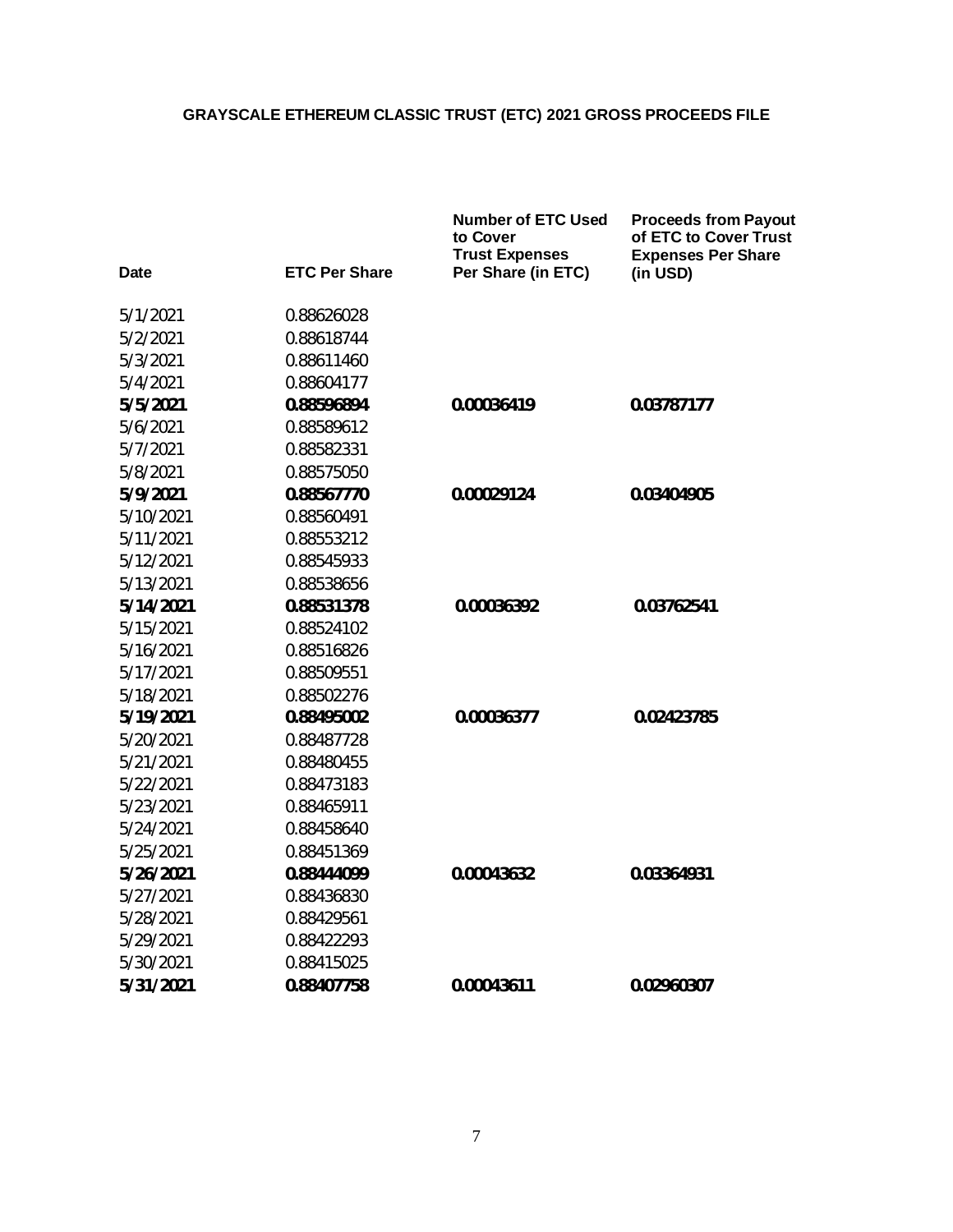# GRAYSCALE ETHEREUM CLASSIC TRUST (ETC) 2021 GROSS PROCEEDS FILE

| Date | ETC Per Share | Number of ETC Used to Cover Trust Expenses Per Share (in ETC) | Proceeds from Payout of ETC to Cover Trust Expenses Per Share (in USD) |
|---|---|---|---|
| 5/1/2021 | 0.88626028 | | |
| 5/2/2021 | 0.88618744 | | |
| 5/3/2021 | 0.88611460 | | |
| 5/4/2021 | 0.88604177 | | |
| **5/5/2021** | **0.88596894** | **0.00036419** | **0.03787177** |
| 5/6/2021 | 0.88589612 | | |
| 5/7/2021 | 0.88582331 | | |
| 5/8/2021 | 0.88575050 | | |
| **5/9/2021** | **0.88567770** | **0.00029124** | **0.03404905** |
| 5/10/2021 | 0.88560491 | | |
| 5/11/2021 | 0.88553212 | | |
| 5/12/2021 | 0.88545933 | | |
| 5/13/2021 | 0.88538656 | | |
| **5/14/2021** | **0.88531378** | **0.00036392** | **0.03762541** |
| 5/15/2021 | 0.88524102 | | |
| 5/16/2021 | 0.88516826 | | |
| 5/17/2021 | 0.88509551 | | |
| 5/18/2021 | 0.88502276 | | |
| **5/19/2021** | **0.88495002** | **0.00036377** | **0.02423785** |
| 5/20/2021 | 0.88487728 | | |
| 5/21/2021 | 0.88480455 | | |
| 5/22/2021 | 0.88473183 | | |
| 5/23/2021 | 0.88465911 | | |
| 5/24/2021 | 0.88458640 | | |
| 5/25/2021 | 0.88451369 | | |
| **5/26/2021** | **0.88444099** | **0.00043632** | **0.03364931** |
| 5/27/2021 | 0.88436830 | | |
| 5/28/2021 | 0.88429561 | | |
| 5/29/2021 | 0.88422293 | | |
| 5/30/2021 | 0.88415025 | | |
| **5/31/2021** | **0.88407758** | **0.00043611** | **0.02960307** |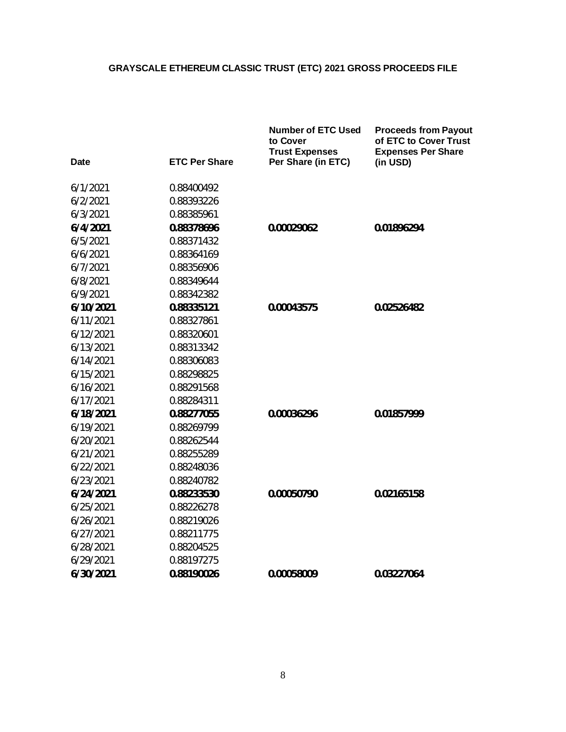**GRAYSCALE ETHEREUM CLASSIC TRUST (ETC) 2021 GROSS PROCEEDS FILE**

| Date | ETC Per Share | Number of ETC Used to Cover Trust Expenses Per Share (in ETC) | Proceeds from Payout of ETC to Cover Trust Expenses Per Share (in USD) |
|---|---|---|---|
| 6/1/2021 | 0.88400492 | | |
| 6/2/2021 | 0.88393226 | | |
| 6/3/2021 | 0.88385961 | | |
| **6/4/2021** | **0.88378696** | **0.00029062** | **0.01896294** |
| 6/5/2021 | 0.88371432 | | |
| 6/6/2021 | 0.88364169 | | |
| 6/7/2021 | 0.88356906 | | |
| 6/8/2021 | 0.88349644 | | |
| 6/9/2021 | 0.88342382 | | |
| **6/10/2021** | **0.88335121** | **0.00043575** | **0.02526482** |
| 6/11/2021 | 0.88327861 | | |
| 6/12/2021 | 0.88320601 | | |
| 6/13/2021 | 0.88313342 | | |
| 6/14/2021 | 0.88306083 | | |
| 6/15/2021 | 0.88298825 | | |
| 6/16/2021 | 0.88291568 | | |
| 6/17/2021 | 0.88284311 | | |
| **6/18/2021** | **0.88277055** | **0.00036296** | **0.01857999** |
| 6/19/2021 | 0.88269799 | | |
| 6/20/2021 | 0.88262544 | | |
| 6/21/2021 | 0.88255289 | | |
| 6/22/2021 | 0.88248036 | | |
| 6/23/2021 | 0.88240782 | | |
| **6/24/2021** | **0.88233530** | **0.00050790** | **0.02165158** |
| 6/25/2021 | 0.88226278 | | |
| 6/26/2021 | 0.88219026 | | |
| 6/27/2021 | 0.88211775 | | |
| 6/28/2021 | 0.88204525 | | |
| 6/29/2021 | 0.88197275 | | |
| **6/30/2021** | **0.88190026** | **0.00058009** | **0.03227064** |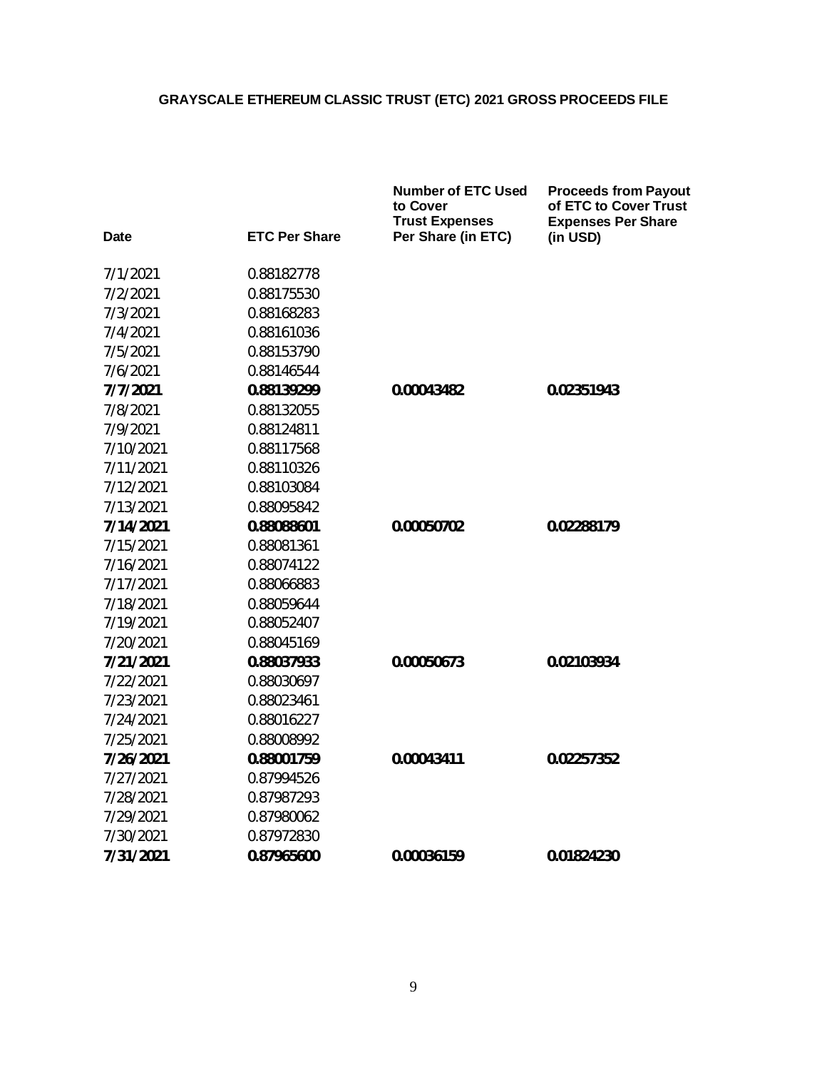**GRAYSCALE ETHEREUM CLASSIC TRUST (ETC) 2021 GROSS PROCEEDS FILE**

| Date | ETC Per Share | Number of ETC Used to Cover Trust Expenses Per Share (in ETC) | Proceeds from Payout of ETC to Cover Trust Expenses Per Share (in USD) |
|---|---|---|---|
| 7/1/2021 | 0.88182778 | | |
| 7/2/2021 | 0.88175530 | | |
| 7/3/2021 | 0.88168283 | | |
| 7/4/2021 | 0.88161036 | | |
| 7/5/2021 | 0.88153790 | | |
| 7/6/2021 | 0.88146544 | | |
| **7/7/2021** | **0.88139299** | **0.00043482** | **0.02351943** |
| 7/8/2021 | 0.88132055 | | |
| 7/9/2021 | 0.88124811 | | |
| 7/10/2021 | 0.88117568 | | |
| 7/11/2021 | 0.88110326 | | |
| 7/12/2021 | 0.88103084 | | |
| 7/13/2021 | 0.88095842 | | |
| **7/14/2021** | **0.88088601** | **0.00050702** | **0.02288179** |
| 7/15/2021 | 0.88081361 | | |
| 7/16/2021 | 0.88074122 | | |
| 7/17/2021 | 0.88066883 | | |
| 7/18/2021 | 0.88059644 | | |
| 7/19/2021 | 0.88052407 | | |
| 7/20/2021 | 0.88045169 | | |
| **7/21/2021** | **0.88037933** | **0.00050673** | **0.02103934** |
| 7/22/2021 | 0.88030697 | | |
| 7/23/2021 | 0.88023461 | | |
| 7/24/2021 | 0.88016227 | | |
| 7/25/2021 | 0.88008992 | | |
| **7/26/2021** | **0.88001759** | **0.00043411** | **0.02257352** |
| 7/27/2021 | 0.87994526 | | |
| 7/28/2021 | 0.87987293 | | |
| 7/29/2021 | 0.87980062 | | |
| 7/30/2021 | 0.87972830 | | |
| **7/31/2021** | **0.87965600** | **0.00036159** | **0.01824230** |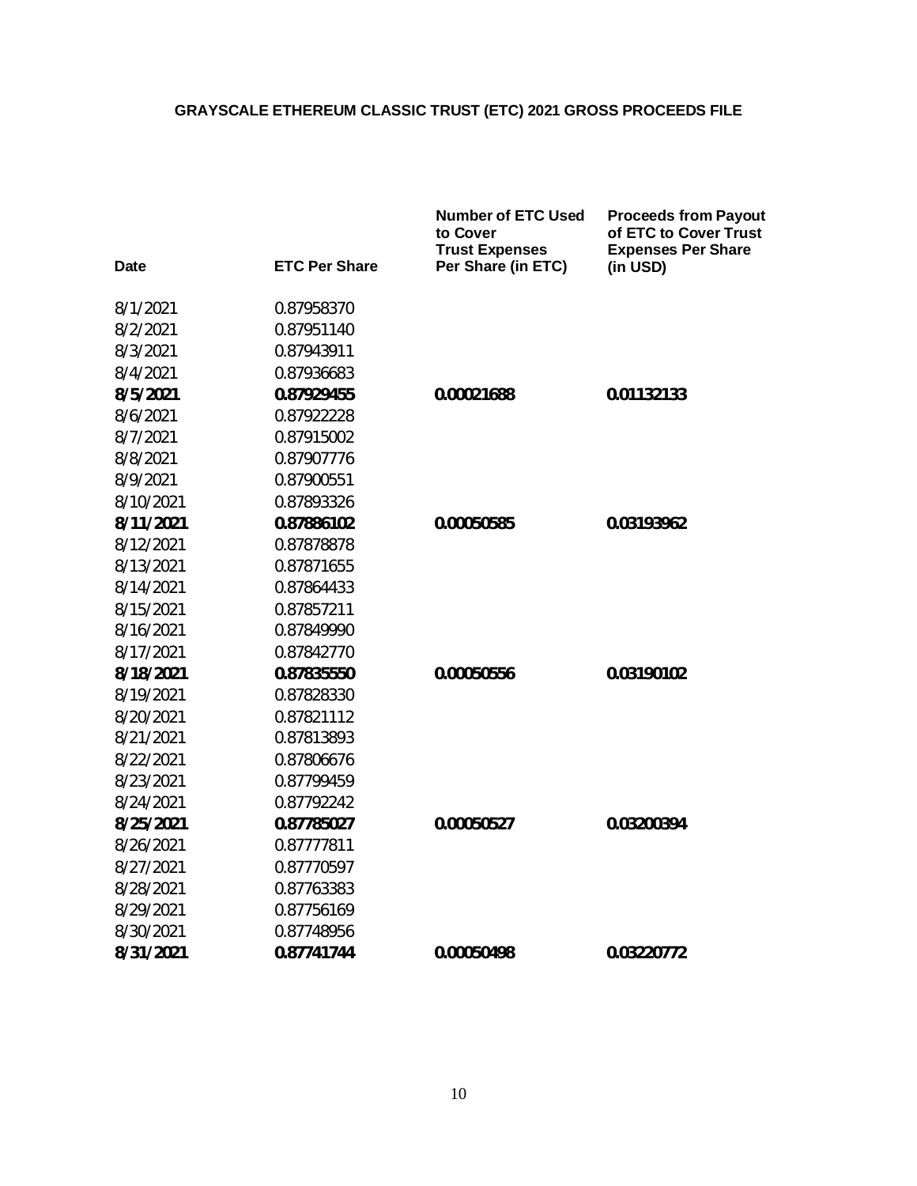# GRAYSCALE ETHEREUM CLASSIC TRUST (ETC) 2021 GROSS PROCEEDS FILE

| Date | ETC Per Share | Number of ETC Used to Cover Trust Expenses Per Share (in ETC) | Proceeds from Payout of ETC to Cover Trust Expenses Per Share (in USD) |
|---|---|---|---|
| 8/1/2021 | 0.87958370 | | |
| 8/2/2021 | 0.87951140 | | |
| 8/3/2021 | 0.87943911 | | |
| 8/4/2021 | 0.87936683 | | |
| **8/5/2021** | **0.87929455** | **0.00021688** | **0.01132133** |
| 8/6/2021 | 0.87922228 | | |
| 8/7/2021 | 0.87915002 | | |
| 8/8/2021 | 0.87907776 | | |
| 8/9/2021 | 0.87900551 | | |
| 8/10/2021 | 0.87893326 | | |
| **8/11/2021** | **0.87886102** | **0.00050585** | **0.03193962** |
| 8/12/2021 | 0.87878878 | | |
| 8/13/2021 | 0.87871655 | | |
| 8/14/2021 | 0.87864433 | | |
| 8/15/2021 | 0.87857211 | | |
| 8/16/2021 | 0.87849990 | | |
| 8/17/2021 | 0.87842770 | | |
| **8/18/2021** | **0.87835550** | **0.00050556** | **0.03190102** |
| 8/19/2021 | 0.87828330 | | |
| 8/20/2021 | 0.87821112 | | |
| 8/21/2021 | 0.87813893 | | |
| 8/22/2021 | 0.87806676 | | |
| 8/23/2021 | 0.87799459 | | |
| 8/24/2021 | 0.87792242 | | |
| **8/25/2021** | **0.87785027** | **0.00050527** | **0.03200394** |
| 8/26/2021 | 0.87777811 | | |
| 8/27/2021 | 0.87770597 | | |
| 8/28/2021 | 0.87763383 | | |
| 8/29/2021 | 0.87756169 | | |
| 8/30/2021 | 0.87748956 | | |
| **8/31/2021** | **0.87741744** | **0.00050498** | **0.03220772** |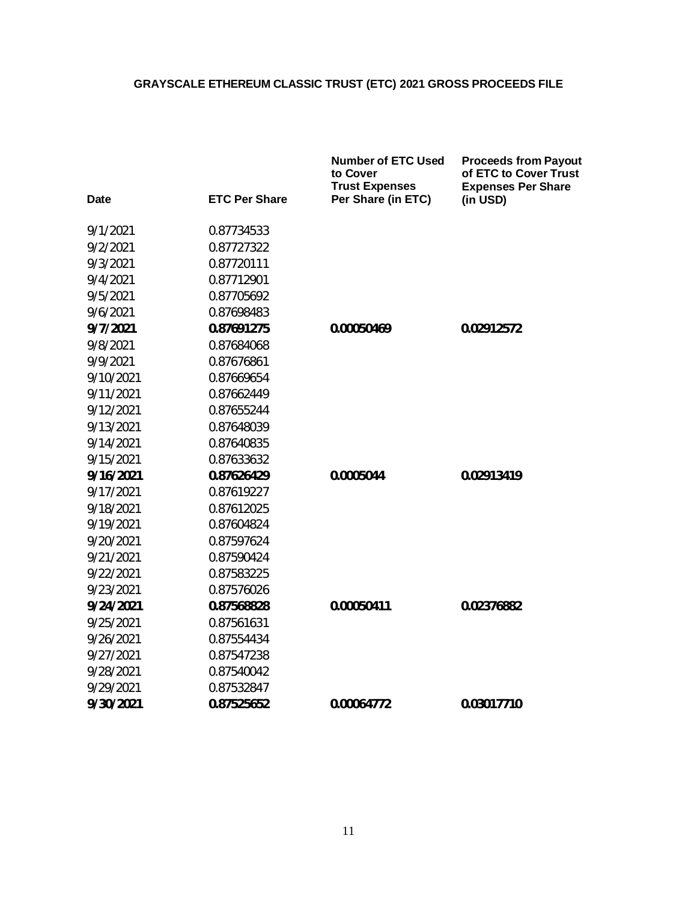# GRAYSCALE ETHEREUM CLASSIC TRUST (ETC) 2021 GROSS PROCEEDS FILE

| Date | ETC Per Share | Number of ETC Used to Cover Trust Expenses Per Share (in ETC) | Proceeds from Payout of ETC to Cover Trust Expenses Per Share (in USD) |
|---|---|---|---|
| 9/1/2021 | 0.87734533 | | |
| 9/2/2021 | 0.87727322 | | |
| 9/3/2021 | 0.87720111 | | |
| 9/4/2021 | 0.87712901 | | |
| 9/5/2021 | 0.87705692 | | |
| 9/6/2021 | 0.87698483 | | |
| **9/7/2021** | **0.87691275** | **0.00050469** | **0.02912572** |
| 9/8/2021 | 0.87684068 | | |
| 9/9/2021 | 0.87676861 | | |
| 9/10/2021 | 0.87669654 | | |
| 9/11/2021 | 0.87662449 | | |
| 9/12/2021 | 0.87655244 | | |
| 9/13/2021 | 0.87648039 | | |
| 9/14/2021 | 0.87640835 | | |
| 9/15/2021 | 0.87633632 | | |
| **9/16/2021** | **0.87626429** | **0.0005044** | **0.02913419** |
| 9/17/2021 | 0.87619227 | | |
| 9/18/2021 | 0.87612025 | | |
| 9/19/2021 | 0.87604824 | | |
| 9/20/2021 | 0.87597624 | | |
| 9/21/2021 | 0.87590424 | | |
| 9/22/2021 | 0.87583225 | | |
| 9/23/2021 | 0.87576026 | | |
| **9/24/2021** | **0.87568828** | **0.00050411** | **0.02376882** |
| 9/25/2021 | 0.87561631 | | |
| 9/26/2021 | 0.87554434 | | |
| 9/27/2021 | 0.87547238 | | |
| 9/28/2021 | 0.87540042 | | |
| 9/29/2021 | 0.87532847 | | |
| **9/30/2021** | **0.87525652** | **0.00064772** | **0.03017710** |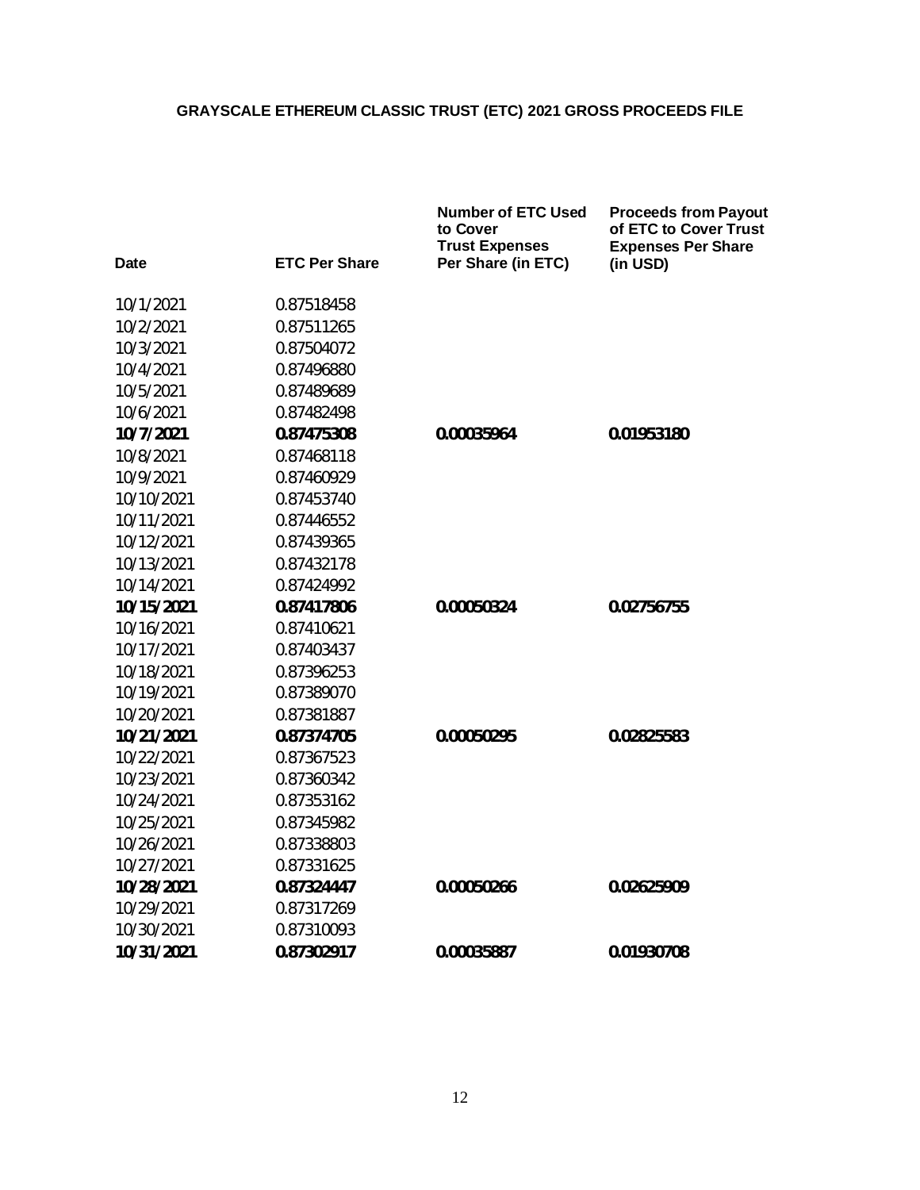# GRAYSCALE ETHEREUM CLASSIC TRUST (ETC) 2021 GROSS PROCEEDS FILE

| Date | ETC Per Share | Number of ETC Used to Cover Trust Expenses Per Share (in ETC) | Proceeds from Payout of ETC to Cover Trust Expenses Per Share (in USD) |
|---|---|---|---|
| 10/1/2021 | 0.87518458 | | |
| 10/2/2021 | 0.87511265 | | |
| 10/3/2021 | 0.87504072 | | |
| 10/4/2021 | 0.87496880 | | |
| 10/5/2021 | 0.87489689 | | |
| 10/6/2021 | 0.87482498 | | |
| **10/7/2021** | **0.87475308** | **0.00035964** | **0.01953180** |
| 10/8/2021 | 0.87468118 | | |
| 10/9/2021 | 0.87460929 | | |
| 10/10/2021 | 0.87453740 | | |
| 10/11/2021 | 0.87446552 | | |
| 10/12/2021 | 0.87439365 | | |
| 10/13/2021 | 0.87432178 | | |
| 10/14/2021 | 0.87424992 | | |
| **10/15/2021** | **0.87417806** | **0.00050324** | **0.02756755** |
| 10/16/2021 | 0.87410621 | | |
| 10/17/2021 | 0.87403437 | | |
| 10/18/2021 | 0.87396253 | | |
| 10/19/2021 | 0.87389070 | | |
| 10/20/2021 | 0.87381887 | | |
| **10/21/2021** | **0.87374705** | **0.00050295** | **0.02825583** |
| 10/22/2021 | 0.87367523 | | |
| 10/23/2021 | 0.87360342 | | |
| 10/24/2021 | 0.87353162 | | |
| 10/25/2021 | 0.87345982 | | |
| 10/26/2021 | 0.87338803 | | |
| 10/27/2021 | 0.87331625 | | |
| **10/28/2021** | **0.87324447** | **0.00050266** | **0.02625909** |
| 10/29/2021 | 0.87317269 | | |
| 10/30/2021 | 0.87310093 | | |
| **10/31/2021** | **0.87302917** | **0.00035887** | **0.01930708** |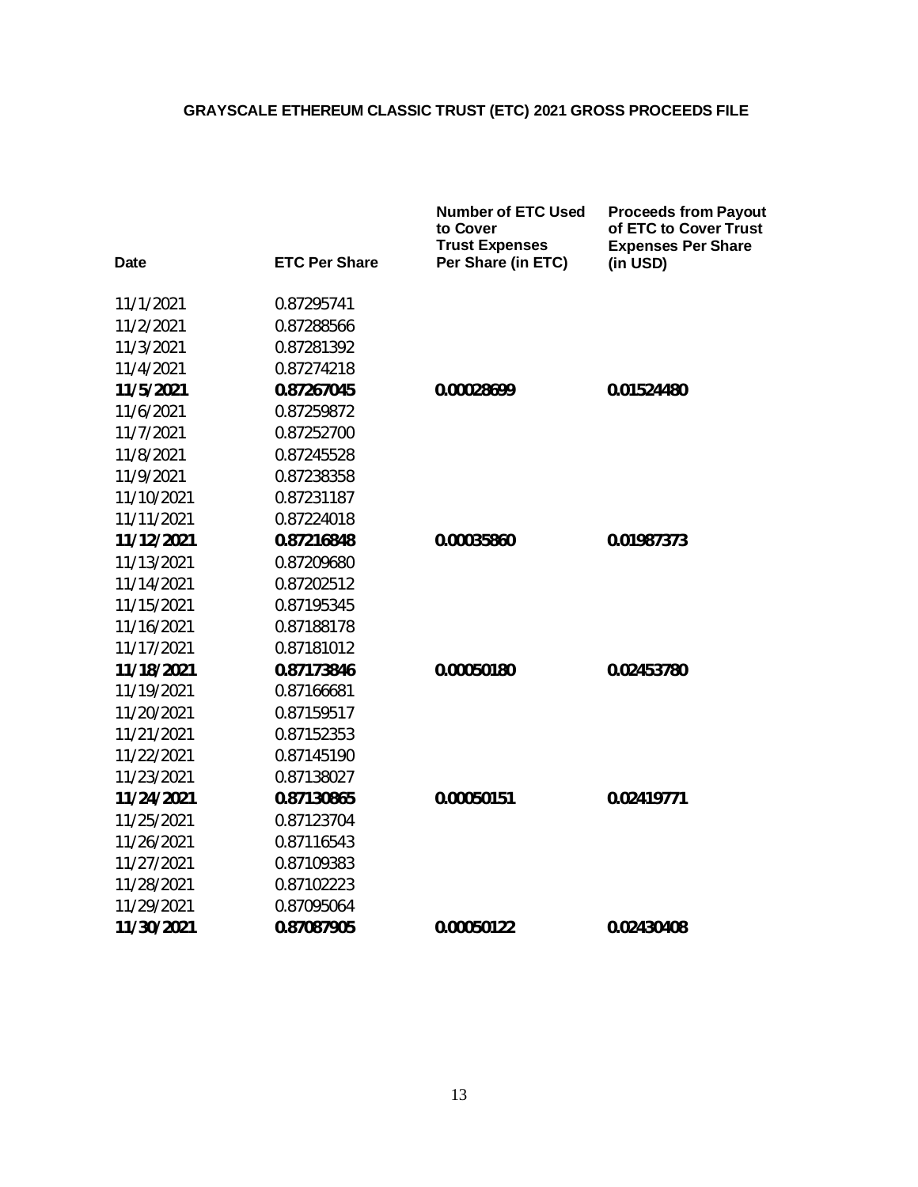**GRAYSCALE ETHEREUM CLASSIC TRUST (ETC) 2021 GROSS PROCEEDS FILE**

| Date | ETC Per Share | Number of ETC Used to Cover Trust Expenses Per Share (in ETC) | Proceeds from Payout of ETC to Cover Trust Expenses Per Share (in USD) |
|---|---|---|---|
| 11/1/2021 | 0.87295741 | | |
| 11/2/2021 | 0.87288566 | | |
| 11/3/2021 | 0.87281392 | | |
| 11/4/2021 | 0.87274218 | | |
| **11/5/2021** | **0.87267045** | **0.00028699** | **0.01524480** |
| 11/6/2021 | 0.87259872 | | |
| 11/7/2021 | 0.87252700 | | |
| 11/8/2021 | 0.87245528 | | |
| 11/9/2021 | 0.87238358 | | |
| 11/10/2021 | 0.87231187 | | |
| 11/11/2021 | 0.87224018 | | |
| **11/12/2021** | **0.87216848** | **0.00035860** | **0.01987373** |
| 11/13/2021 | 0.87209680 | | |
| 11/14/2021 | 0.87202512 | | |
| 11/15/2021 | 0.87195345 | | |
| 11/16/2021 | 0.87188178 | | |
| 11/17/2021 | 0.87181012 | | |
| **11/18/2021** | **0.87173846** | **0.00050180** | **0.02453780** |
| 11/19/2021 | 0.87166681 | | |
| 11/20/2021 | 0.87159517 | | |
| 11/21/2021 | 0.87152353 | | |
| 11/22/2021 | 0.87145190 | | |
| 11/23/2021 | 0.87138027 | | |
| **11/24/2021** | **0.87130865** | **0.00050151** | **0.02419771** |
| 11/25/2021 | 0.87123704 | | |
| 11/26/2021 | 0.87116543 | | |
| 11/27/2021 | 0.87109383 | | |
| 11/28/2021 | 0.87102223 | | |
| 11/29/2021 | 0.87095064 | | |
| **11/30/2021** | **0.87087905** | **0.00050122** | **0.02430408** |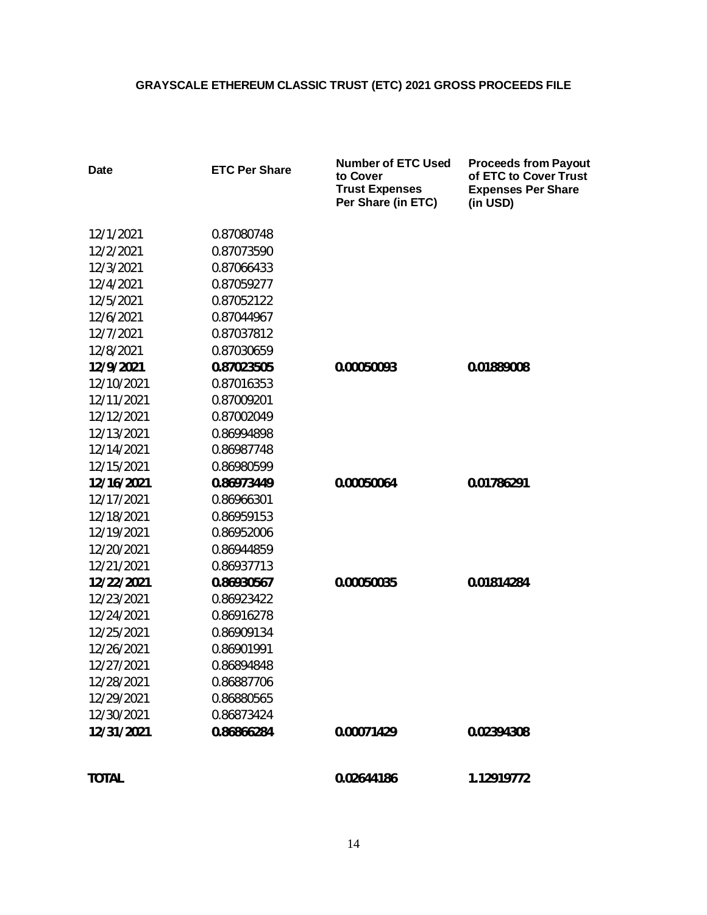## GRAYSCALE ETHEREUM CLASSIC TRUST (ETC) 2021 GROSS PROCEEDS FILE

| Date | ETC Per Share | Number of ETC Used to Cover Trust Expenses Per Share (in ETC) | Proceeds from Payout of ETC to Cover Trust Expenses Per Share (in USD) |
|---|---|---|---|
| 12/1/2021 | 0.87080748 | | |
| 12/2/2021 | 0.87073590 | | |
| 12/3/2021 | 0.87066433 | | |
| 12/4/2021 | 0.87059277 | | |
| 12/5/2021 | 0.87052122 | | |
| 12/6/2021 | 0.87044967 | | |
| 12/7/2021 | 0.87037812 | | |
| 12/8/2021 | 0.87030659 | | |
| **12/9/2021** | **0.87023505** | **0.00050093** | **0.01889008** |
| 12/10/2021 | 0.87016353 | | |
| 12/11/2021 | 0.87009201 | | |
| 12/12/2021 | 0.87002049 | | |
| 12/13/2021 | 0.86994898 | | |
| 12/14/2021 | 0.86987748 | | |
| 12/15/2021 | 0.86980599 | | |
| **12/16/2021** | **0.86973449** | **0.00050064** | **0.01786291** |
| 12/17/2021 | 0.86966301 | | |
| 12/18/2021 | 0.86959153 | | |
| 12/19/2021 | 0.86952006 | | |
| 12/20/2021 | 0.86944859 | | |
| 12/21/2021 | 0.86937713 | | |
| **12/22/2021** | **0.86930567** | **0.00050035** | **0.01814284** |
| 12/23/2021 | 0.86923422 | | |
| 12/24/2021 | 0.86916278 | | |
| 12/25/2021 | 0.86909134 | | |
| 12/26/2021 | 0.86901991 | | |
| 12/27/2021 | 0.86894848 | | |
| 12/28/2021 | 0.86887706 | | |
| 12/29/2021 | 0.86880565 | | |
| 12/30/2021 | 0.86873424 | | |
| **12/31/2021** | **0.86866284** | **0.00071429** | **0.02394308** |
| **TOTAL** | | **0.02644186** | **1.12919772** |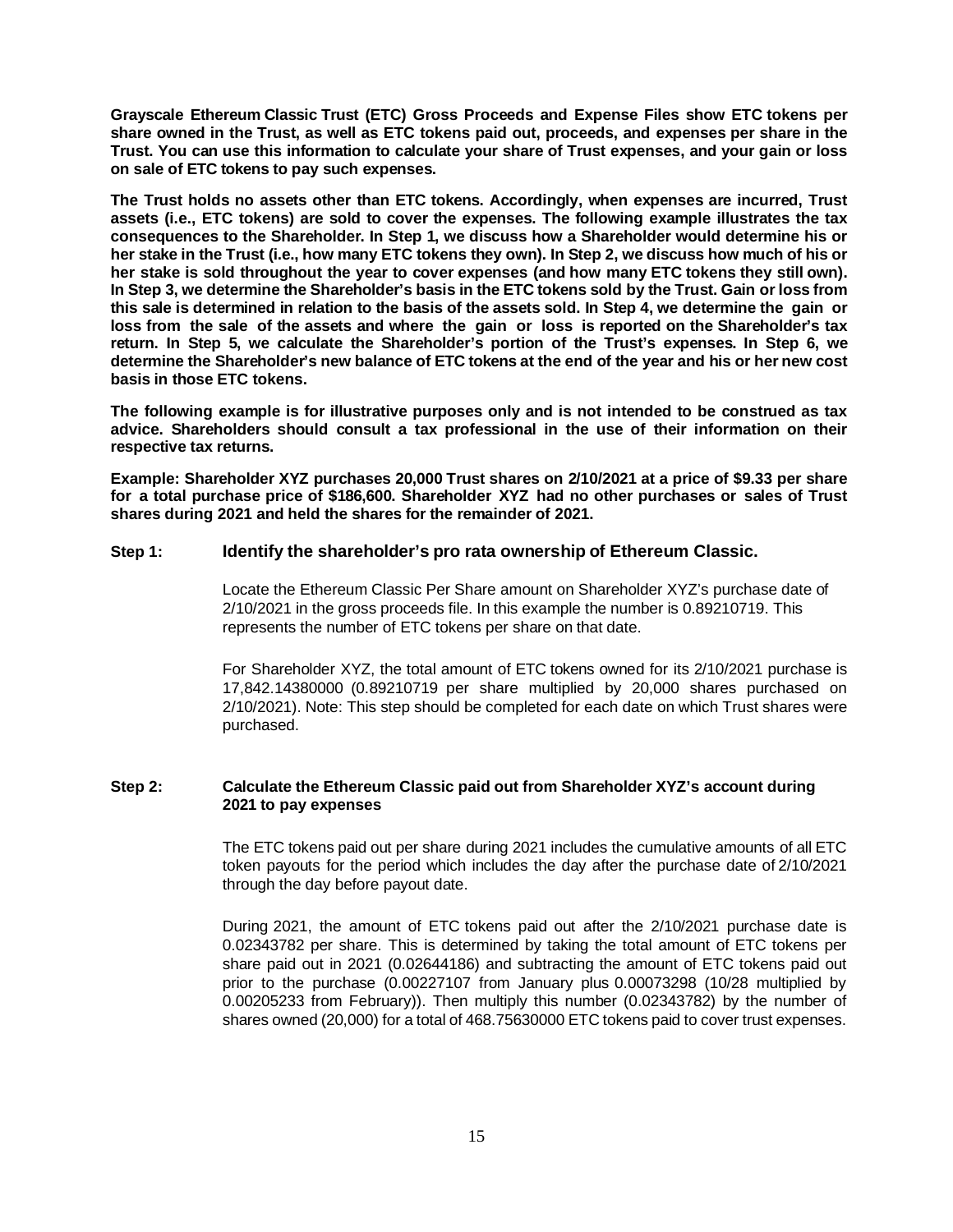**Grayscale Ethereum Classic Trust (ETC) Gross Proceeds and Expense Files show ETC tokens per share owned in the Trust, as well as ETC tokens paid out, proceeds, and expenses per share in the Trust. You can use this information to calculate your share of Trust expenses, and your gain or loss on sale of ETC tokens to pay such expenses.**

**The Trust holds no assets other than ETC tokens. Accordingly, when expenses are incurred, Trust assets (i.e., ETC tokens) are sold to cover the expenses. The following example illustrates the tax consequences to the Shareholder. In Step 1, we discuss how a Shareholder would determine his or her stake in the Trust (i.e., how many ETC tokens they own). In Step 2, we discuss how much of his or her stake is sold throughout the year to cover expenses (and how many ETC tokens they still own). In Step 3, we determine the Shareholder's basis in the ETC tokens sold by the Trust. Gain or loss from this sale is determined in relation to the basis of the assets sold. In Step 4, we determine the gain or loss from the sale of the assets and where the gain or loss is reported on the Shareholder's tax return. In Step 5, we calculate the Shareholder's portion of the Trust's expenses. In Step 6, we determine the Shareholder's new balance of ETC tokens at the end of the year and his or her new cost basis in those ETC tokens.**

**The following example is for illustrative purposes only and is not intended to be construed as tax advice. Shareholders should consult a tax professional in the use of their information on their respective tax returns.**

**Example: Shareholder XYZ purchases 20,000 Trust shares on 2/10/2021 at a price of $9.33 per share for a total purchase price of $186,600. Shareholder XYZ had no other purchases or sales of Trust shares during 2021 and held the shares for the remainder of 2021.**

## Step 1: Identify the shareholder's pro rata ownership of Ethereum Classic.

Locate the Ethereum Classic Per Share amount on Shareholder XYZ's purchase date of 2/10/2021 in the gross proceeds file. In this example the number is 0.89210719. This represents the number of ETC tokens per share on that date.

For Shareholder XYZ, the total amount of ETC tokens owned for its 2/10/2021 purchase is 17,842.14380000 (0.89210719 per share multiplied by 20,000 shares purchased on 2/10/2021). Note: This step should be completed for each date on which Trust shares were purchased.

## Step 2: Calculate the Ethereum Classic paid out from Shareholder XYZ's account during 2021 to pay expenses

The ETC tokens paid out per share during 2021 includes the cumulative amounts of all ETC token payouts for the period which includes the day after the purchase date of 2/10/2021 through the day before payout date.

During 2021, the amount of ETC tokens paid out after the 2/10/2021 purchase date is 0.02343782 per share. This is determined by taking the total amount of ETC tokens per share paid out in 2021 (0.02644186) and subtracting the amount of ETC tokens paid out prior to the purchase (0.00227107 from January plus 0.00073298 (10/28 multiplied by 0.00205233 from February)). Then multiply this number (0.02343782) by the number of shares owned (20,000) for a total of 468.75630000 ETC tokens paid to cover trust expenses.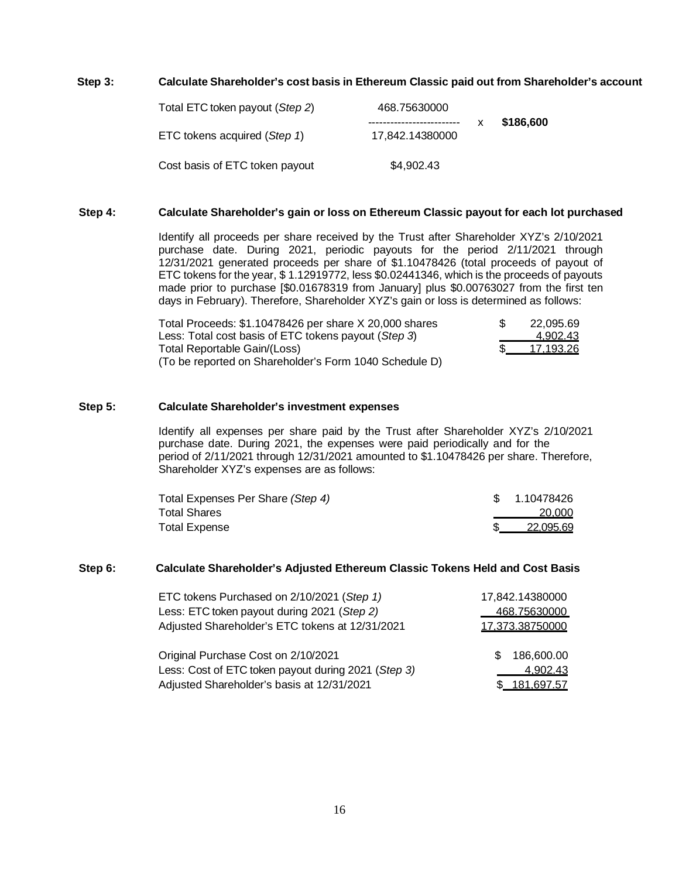**Step 3: Calculate Shareholder's cost basis in Ethereum Classic paid out from Shareholder's account**

| | | | |
|---|---|---|---|
| Total ETC token payout (*Step 2*) | 468.75630000 | | |
| | ------------------------- | x | **$186,600** |
| ETC tokens acquired (*Step 1*) | 17,842.14380000 | | |
| Cost basis of ETC token payout | $4,902.43 | | |

**Step 4: Calculate Shareholder's gain or loss on Ethereum Classic payout for each lot purchased**

Identify all proceeds per share received by the Trust after Shareholder XYZ's 2/10/2021 purchase date. During 2021, periodic payouts for the period 2/11/2021 through 12/31/2021 generated proceeds per share of $1.10478426 (total proceeds of payout of ETC tokens for the year, $ 1.12919772, less $0.02441346, which is the proceeds of payouts made prior to purchase [$0.01678319 from January] plus $0.00763027 from the first ten days in February). Therefore, Shareholder XYZ's gain or loss is determined as follows:

| | | |
|---|---|---|
| Total Proceeds: $1.10478426 per share X 20,000 shares | $ | 22,095.69 |
| Less: Total cost basis of ETC tokens payout (*Step 3*) | | 4,902.43 |
| Total Reportable Gain/(Loss) | $ | 17,193.26 |
| (To be reported on Shareholder's Form 1040 Schedule D) | | |

**Step 5: Calculate Shareholder's investment expenses**

Identify all expenses per share paid by the Trust after Shareholder XYZ's 2/10/2021 purchase date. During 2021, the expenses were paid periodically and for the period of 2/11/2021 through 12/31/2021 amounted to $1.10478426 per share. Therefore, Shareholder XYZ's expenses are as follows:

| | | |
|---|---|---|
| Total Expenses Per Share *(Step 4)* | $ | 1.10478426 |
| Total Shares | | 20,000 |
| Total Expense | $ | 22,095.69 |

**Step 6: Calculate Shareholder's Adjusted Ethereum Classic Tokens Held and Cost Basis**

| | |
|---|---|
| ETC tokens Purchased on 2/10/2021 (*Step 1)* | 17,842.14380000 |
| Less: ETC token payout during 2021 (*Step 2)* | 468.75630000 |
| Adjusted Shareholder's ETC tokens at 12/31/2021 | 17,373.38750000 |

| | |
|---|---|
| Original Purchase Cost on 2/10/2021 | $ 186,600.00 |
| Less: Cost of ETC token payout during 2021 (*Step 3)* | 4,902.43 |
| Adjusted Shareholder's basis at 12/31/2021 | $ 181,697.57 |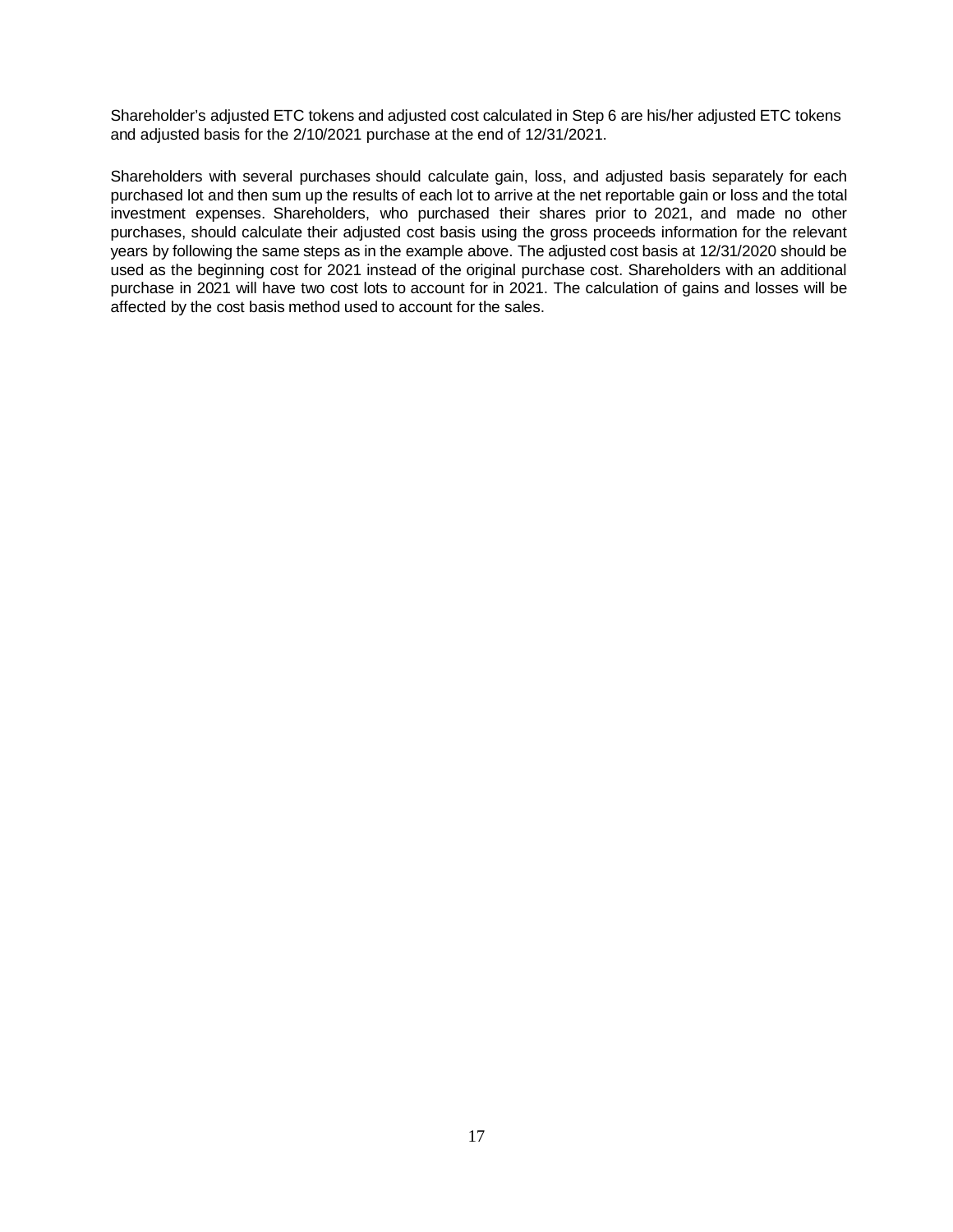Shareholder's adjusted ETC tokens and adjusted cost calculated in Step 6 are his/her adjusted ETC tokens and adjusted basis for the 2/10/2021 purchase at the end of 12/31/2021.

Shareholders with several purchases should calculate gain, loss, and adjusted basis separately for each purchased lot and then sum up the results of each lot to arrive at the net reportable gain or loss and the total investment expenses. Shareholders, who purchased their shares prior to 2021, and made no other purchases, should calculate their adjusted cost basis using the gross proceeds information for the relevant years by following the same steps as in the example above. The adjusted cost basis at 12/31/2020 should be used as the beginning cost for 2021 instead of the original purchase cost. Shareholders with an additional purchase in 2021 will have two cost lots to account for in 2021. The calculation of gains and losses will be affected by the cost basis method used to account for the sales.